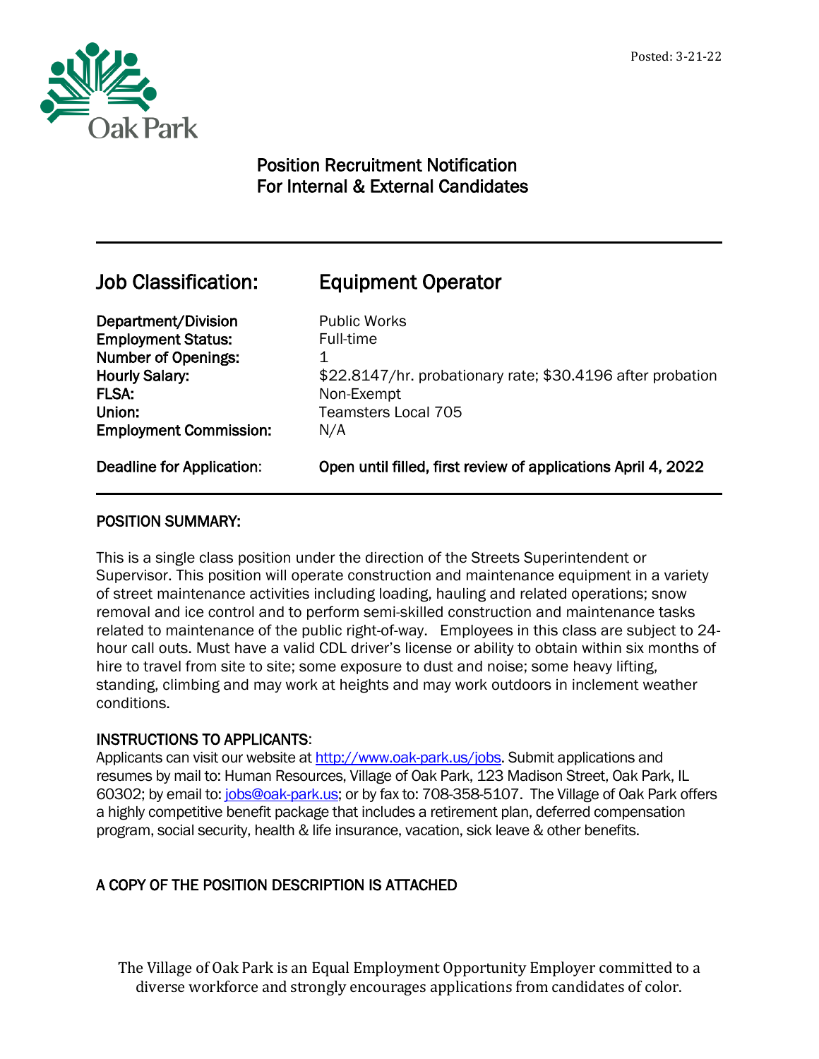Posted: 3-21-22

# Position Recruitment Notification
# For Internal & External Candidates

## Job Classification: Equipment Operator

**Department/Division** Public Works
**Employment Status:** Full-time
**Number of Openings:** 1
**Hourly Salary:** $22.8147/hr. probationary rate; $30.4196 after probation
**FLSA:** Non-Exempt
**Union:** Teamsters Local 705
**Employment Commission:** N/A

**Deadline for Application:** **Open until filled, first review of applications April 4, 2022**

### POSITION SUMMARY:

This is a single class position under the direction of the Streets Superintendent or Supervisor. This position will operate construction and maintenance equipment in a variety of street maintenance activities including loading, hauling and related operations; snow removal and ice control and to perform semi-skilled construction and maintenance tasks related to maintenance of the public right-of-way. Employees in this class are subject to 24-hour call outs. Must have a valid CDL driver's license or ability to obtain within six months of hire to travel from site to site; some exposure to dust and noise; some heavy lifting, standing, climbing and may work at heights and may work outdoors in inclement weather conditions.

### INSTRUCTIONS TO APPLICANTS:

Applicants can visit our website at http://www.oak-park.us/jobs. Submit applications and resumes by mail to: Human Resources, Village of Oak Park, 123 Madison Street, Oak Park, IL 60302; by email to: jobs@oak-park.us; or by fax to: 708-358-5107. The Village of Oak Park offers a highly competitive benefit package that includes a retirement plan, deferred compensation program, social security, health & life insurance, vacation, sick leave & other benefits.

### A COPY OF THE POSITION DESCRIPTION IS ATTACHED

The Village of Oak Park is an Equal Employment Opportunity Employer committed to a diverse workforce and strongly encourages applications from candidates of color.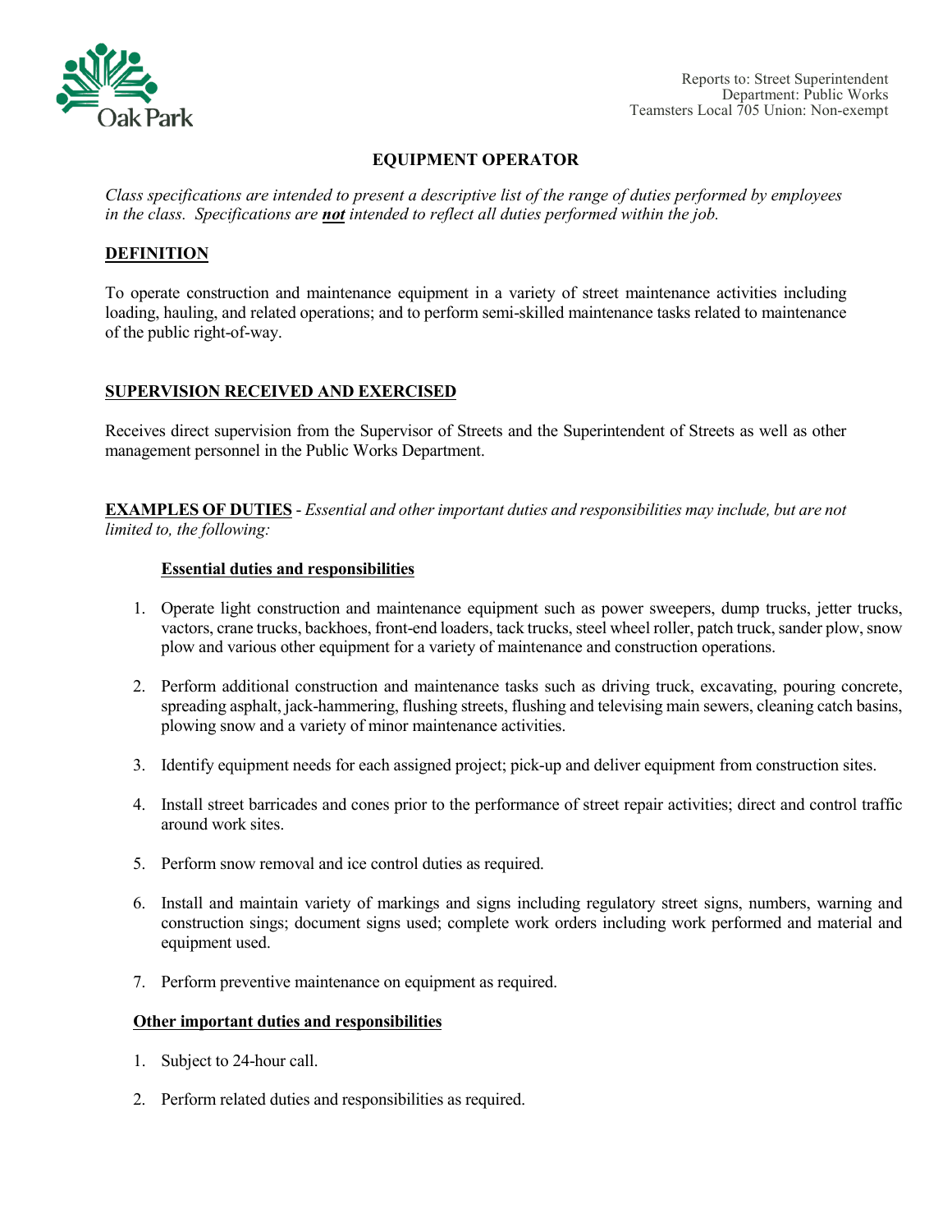Reports to: Street Superintendent
Department: Public Works
Teamsters Local 705 Union: Non-exempt

# EQUIPMENT OPERATOR

*Class specifications are intended to present a descriptive list of the range of duties performed by employees in the class. Specifications are **not** intended to reflect all duties performed within the job.*

## DEFINITION

To operate construction and maintenance equipment in a variety of street maintenance activities including loading, hauling, and related operations; and to perform semi-skilled maintenance tasks related to maintenance of the public right-of-way.

## SUPERVISION RECEIVED AND EXERCISED

Receives direct supervision from the Supervisor of Streets and the Superintendent of Streets as well as other management personnel in the Public Works Department.

**EXAMPLES OF DUTIES** - *Essential and other important duties and responsibilities may include, but are not limited to, the following:*

### Essential duties and responsibilities

1. Operate light construction and maintenance equipment such as power sweepers, dump trucks, jetter trucks, vactors, crane trucks, backhoes, front-end loaders, tack trucks, steel wheel roller, patch truck, sander plow, snow plow and various other equipment for a variety of maintenance and construction operations.

2. Perform additional construction and maintenance tasks such as driving truck, excavating, pouring concrete, spreading asphalt, jack-hammering, flushing streets, flushing and televising main sewers, cleaning catch basins, plowing snow and a variety of minor maintenance activities.

3. Identify equipment needs for each assigned project; pick-up and deliver equipment from construction sites.

4. Install street barricades and cones prior to the performance of street repair activities; direct and control traffic around work sites.

5. Perform snow removal and ice control duties as required.

6. Install and maintain variety of markings and signs including regulatory street signs, numbers, warning and construction sings; document signs used; complete work orders including work performed and material and equipment used.

7. Perform preventive maintenance on equipment as required.

### Other important duties and responsibilities

1. Subject to 24-hour call.

2. Perform related duties and responsibilities as required.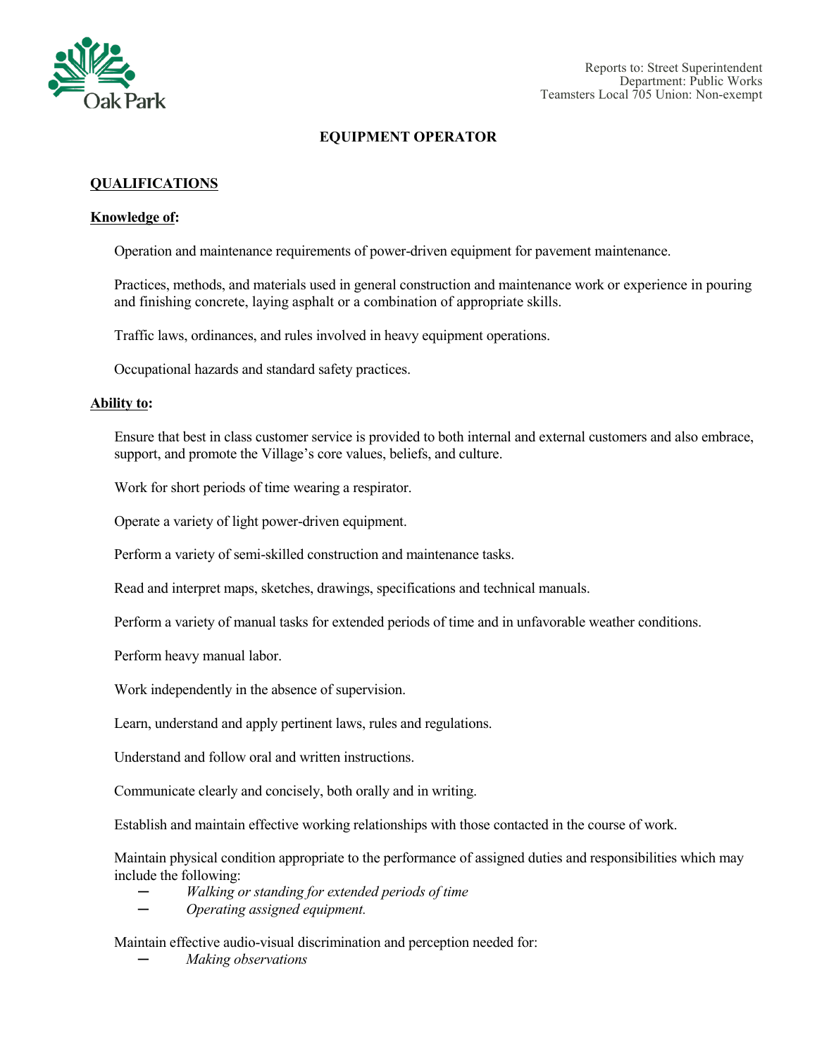Reports to: Street Superintendent
Department: Public Works
Teamsters Local 705 Union: Non-exempt

# EQUIPMENT OPERATOR

## QUALIFICATIONS

**Knowledge of:**

Operation and maintenance requirements of power-driven equipment for pavement maintenance.

Practices, methods, and materials used in general construction and maintenance work or experience in pouring and finishing concrete, laying asphalt or a combination of appropriate skills.

Traffic laws, ordinances, and rules involved in heavy equipment operations.

Occupational hazards and standard safety practices.

**Ability to:**

Ensure that best in class customer service is provided to both internal and external customers and also embrace, support, and promote the Village's core values, beliefs, and culture.

Work for short periods of time wearing a respirator.

Operate a variety of light power-driven equipment.

Perform a variety of semi-skilled construction and maintenance tasks.

Read and interpret maps, sketches, drawings, specifications and technical manuals.

Perform a variety of manual tasks for extended periods of time and in unfavorable weather conditions.

Perform heavy manual labor.

Work independently in the absence of supervision.

Learn, understand and apply pertinent laws, rules and regulations.

Understand and follow oral and written instructions.

Communicate clearly and concisely, both orally and in writing.

Establish and maintain effective working relationships with those contacted in the course of work.

Maintain physical condition appropriate to the performance of assigned duties and responsibilities which may include the following:

- *Walking or standing for extended periods of time*
- *Operating assigned equipment.*

Maintain effective audio-visual discrimination and perception needed for:

- *Making observations*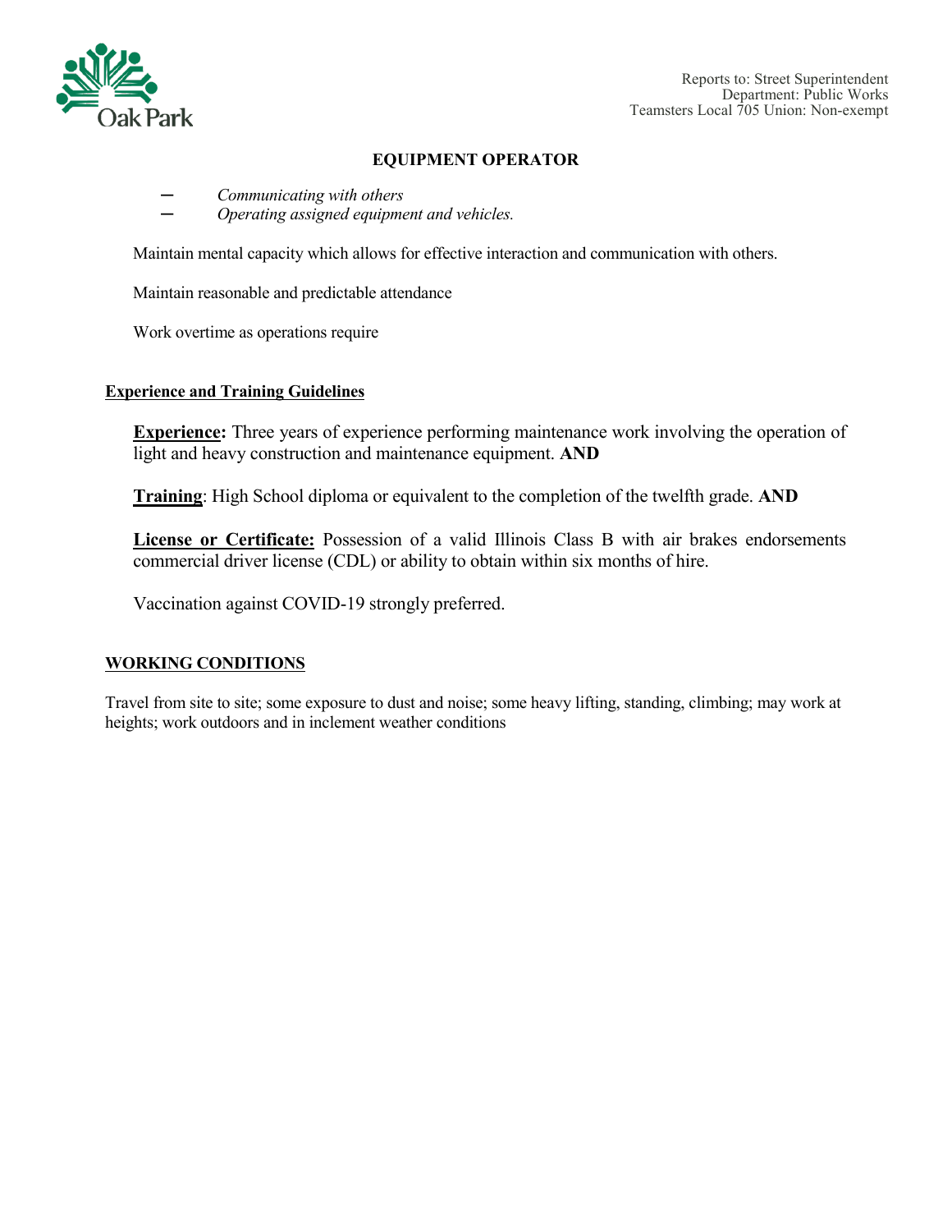Reports to: Street Superintendent
Department: Public Works
Teamsters Local 705 Union: Non-exempt

**EQUIPMENT OPERATOR**

- *Communicating with others*
- *Operating assigned equipment and vehicles.*

Maintain mental capacity which allows for effective interaction and communication with others.

Maintain reasonable and predictable attendance

Work overtime as operations require

## Experience and Training Guidelines

**Experience:** Three years of experience performing maintenance work involving the operation of light and heavy construction and maintenance equipment. **AND**

**Training**: High School diploma or equivalent to the completion of the twelfth grade. **AND**

**License or Certificate:** Possession of a valid Illinois Class B with air brakes endorsements commercial driver license (CDL) or ability to obtain within six months of hire.

Vaccination against COVID-19 strongly preferred.

## WORKING CONDITIONS

Travel from site to site; some exposure to dust and noise; some heavy lifting, standing, climbing; may work at heights; work outdoors and in inclement weather conditions